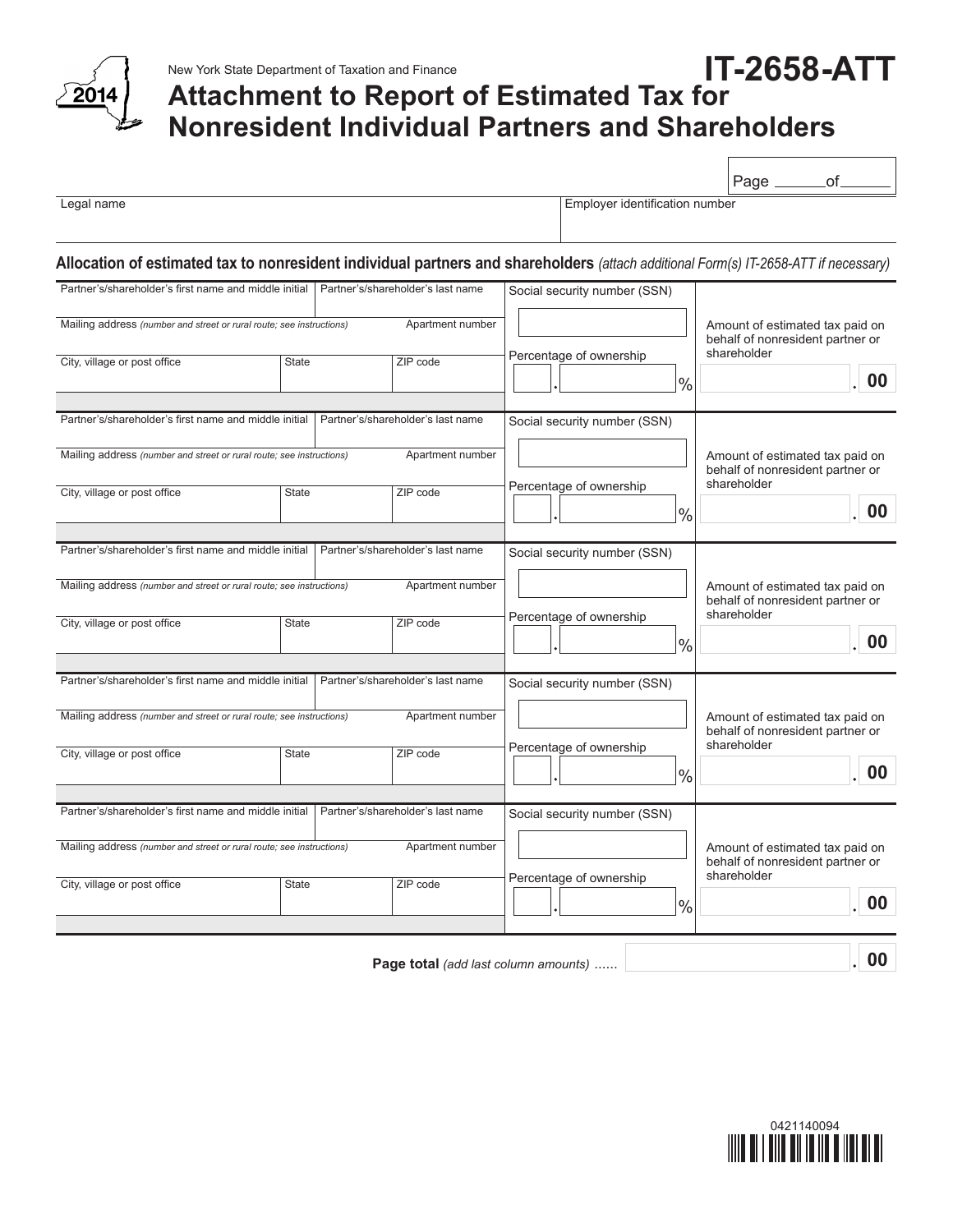2014

New York State Department of Taxation and Finance

# IT-2658-ATT

# Attachment to Report of Estimated Tax for Nonresident Individual Partners and Shareholders

Page ______ of ______

| Legal name | Employer identification number |
|---|---|
| | |

## Allocation of estimated tax to nonresident individual partners and shareholders *(attach additional Form(s) IT-2658-ATT if necessary)*

| Partner's/shareholder's first name and middle initial | Partner's/shareholder's last name | | Social security number (SSN) | Amount of estimated tax paid on behalf of nonresident partner or shareholder |
|---|---|---|---|---|
| Mailing address *(number and street or rural route; see instructions)* | | Apartment number | | |
| City, village or post office | State | ZIP code | Percentage of ownership . % | . 00 |

| Partner's/shareholder's first name and middle initial | Partner's/shareholder's last name | | Social security number (SSN) | Amount of estimated tax paid on behalf of nonresident partner or shareholder |
|---|---|---|---|---|
| Mailing address *(number and street or rural route; see instructions)* | | Apartment number | | |
| City, village or post office | State | ZIP code | Percentage of ownership . % | . 00 |

| Partner's/shareholder's first name and middle initial | Partner's/shareholder's last name | | Social security number (SSN) | Amount of estimated tax paid on behalf of nonresident partner or shareholder |
|---|---|---|---|---|
| Mailing address *(number and street or rural route; see instructions)* | | Apartment number | | |
| City, village or post office | State | ZIP code | Percentage of ownership . % | . 00 |

| Partner's/shareholder's first name and middle initial | Partner's/shareholder's last name | | Social security number (SSN) | Amount of estimated tax paid on behalf of nonresident partner or shareholder |
|---|---|---|---|---|
| Mailing address *(number and street or rural route; see instructions)* | | Apartment number | | |
| City, village or post office | State | ZIP code | Percentage of ownership . % | . 00 |

| Partner's/shareholder's first name and middle initial | Partner's/shareholder's last name | | Social security number (SSN) | Amount of estimated tax paid on behalf of nonresident partner or shareholder |
|---|---|---|---|---|
| Mailing address *(number and street or rural route; see instructions)* | | Apartment number | | |
| City, village or post office | State | ZIP code | Percentage of ownership . % | . 00 |

**Page total** *(add last column amounts)* ...... . 00

0421140094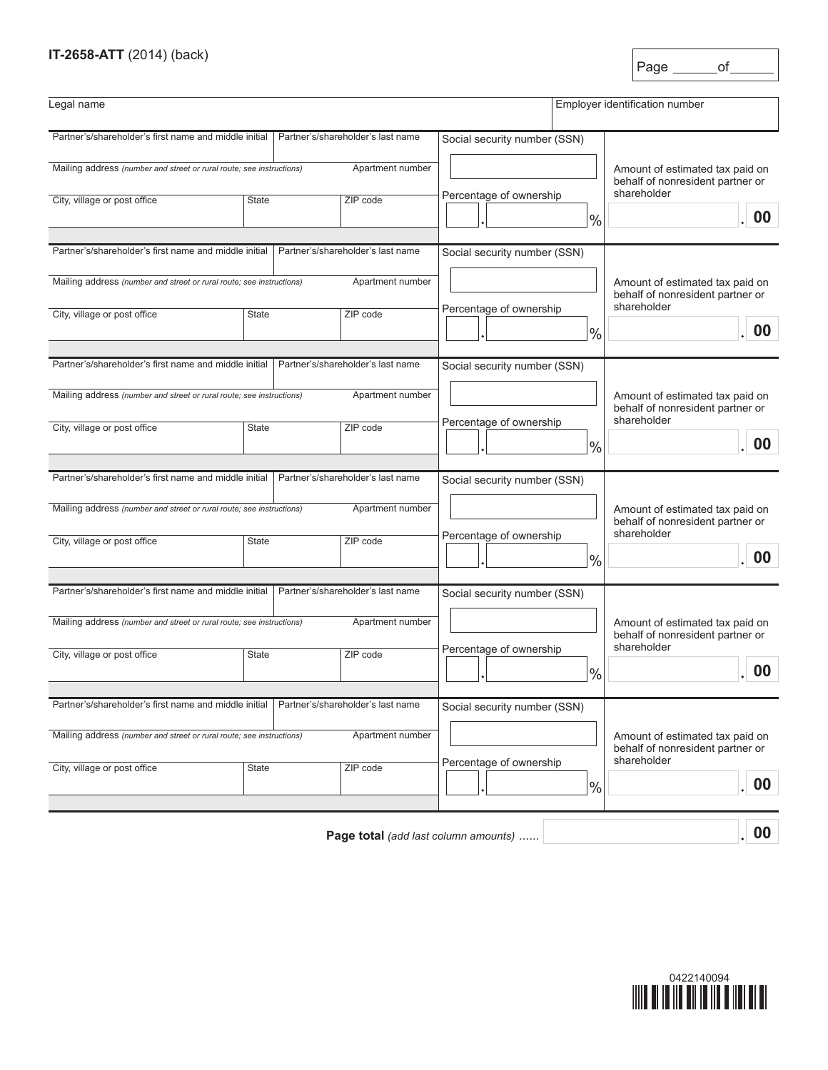**IT-2658-ATT** (2014) (back)

Page ______ of ______

| Legal name | Employer identification number |
|---|---|
| | |

| Partner's/shareholder's first name and middle initial | Partner's/shareholder's last name | Social security number (SSN) | Amount of estimated tax paid on behalf of nonresident partner or shareholder |
|---|---|---|---|
| Mailing address *(number and street or rural route; see instructions)* | Apartment number | | |
| City, village or post office / State / ZIP code | | Percentage of ownership . % | . 00 |

| Partner's/shareholder's first name and middle initial | Partner's/shareholder's last name | Social security number (SSN) | Amount of estimated tax paid on behalf of nonresident partner or shareholder |
|---|---|---|---|
| Mailing address *(number and street or rural route; see instructions)* | Apartment number | | |
| City, village or post office / State / ZIP code | | Percentage of ownership . % | . 00 |

| Partner's/shareholder's first name and middle initial | Partner's/shareholder's last name | Social security number (SSN) | Amount of estimated tax paid on behalf of nonresident partner or shareholder |
|---|---|---|---|
| Mailing address *(number and street or rural route; see instructions)* | Apartment number | | |
| City, village or post office / State / ZIP code | | Percentage of ownership . % | . 00 |

| Partner's/shareholder's first name and middle initial | Partner's/shareholder's last name | Social security number (SSN) | Amount of estimated tax paid on behalf of nonresident partner or shareholder |
|---|---|---|---|
| Mailing address *(number and street or rural route; see instructions)* | Apartment number | | |
| City, village or post office / State / ZIP code | | Percentage of ownership . % | . 00 |

| Partner's/shareholder's first name and middle initial | Partner's/shareholder's last name | Social security number (SSN) | Amount of estimated tax paid on behalf of nonresident partner or shareholder |
|---|---|---|---|
| Mailing address *(number and street or rural route; see instructions)* | Apartment number | | |
| City, village or post office / State / ZIP code | | Percentage of ownership . % | . 00 |

| Partner's/shareholder's first name and middle initial | Partner's/shareholder's last name | Social security number (SSN) | Amount of estimated tax paid on behalf of nonresident partner or shareholder |
|---|---|---|---|
| Mailing address *(number and street or rural route; see instructions)* | Apartment number | | |
| City, village or post office / State / ZIP code | | Percentage of ownership . % | . 00 |

**Page total** *(add last column amounts)* ...... . **00**

0422140094